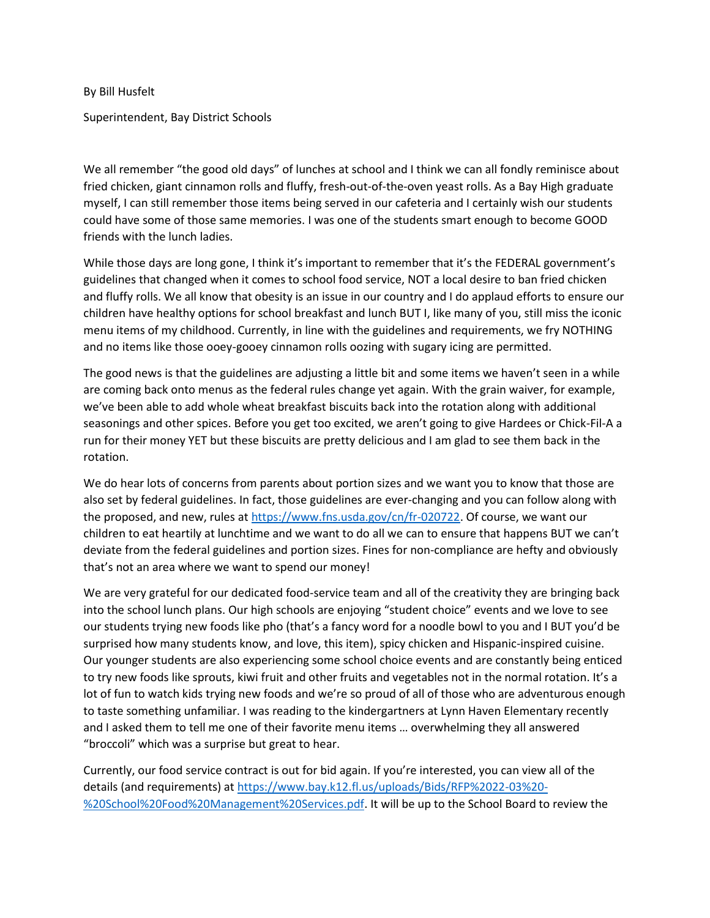By Bill Husfelt

Superintendent, Bay District Schools

We all remember "the good old days" of lunches at school and I think we can all fondly reminisce about fried chicken, giant cinnamon rolls and fluffy, fresh-out-of-the-oven yeast rolls. As a Bay High graduate myself, I can still remember those items being served in our cafeteria and I certainly wish our students could have some of those same memories. I was one of the students smart enough to become GOOD friends with the lunch ladies.

While those days are long gone, I think it's important to remember that it's the FEDERAL government's guidelines that changed when it comes to school food service, NOT a local desire to ban fried chicken and fluffy rolls. We all know that obesity is an issue in our country and I do applaud efforts to ensure our children have healthy options for school breakfast and lunch BUT I, like many of you, still miss the iconic menu items of my childhood. Currently, in line with the guidelines and requirements, we fry NOTHING and no items like those ooey-gooey cinnamon rolls oozing with sugary icing are permitted.

The good news is that the guidelines are adjusting a little bit and some items we haven't seen in a while are coming back onto menus as the federal rules change yet again. With the grain waiver, for example, we've been able to add whole wheat breakfast biscuits back into the rotation along with additional seasonings and other spices. Before you get too excited, we aren't going to give Hardees or Chick-Fil-A a run for their money YET but these biscuits are pretty delicious and I am glad to see them back in the rotation.

We do hear lots of concerns from parents about portion sizes and we want you to know that those are also set by federal guidelines. In fact, those guidelines are ever-changing and you can follow along with the proposed, and new, rules at [https://www.fns.usda.gov/cn/fr-020722](https://www.fns.usda.gov/cn/fr-020722). Of course, we want our children to eat heartily at lunchtime and we want to do all we can to ensure that happens BUT we can't deviate from the federal guidelines and portion sizes. Fines for non-compliance are hefty and obviously that's not an area where we want to spend our money!

We are very grateful for our dedicated food-service team and all of the creativity they are bringing back into the school lunch plans. Our high schools are enjoying "student choice" events and we love to see our students trying new foods like pho (that's a fancy word for a noodle bowl to you and I BUT you'd be surprised how many students know, and love, this item), spicy chicken and Hispanic-inspired cuisine. Our younger students are also experiencing some school choice events and are constantly being enticed to try new foods like sprouts, kiwi fruit and other fruits and vegetables not in the normal rotation. It's a lot of fun to watch kids trying new foods and we're so proud of all of those who are adventurous enough to taste something unfamiliar. I was reading to the kindergartners at Lynn Haven Elementary recently and I asked them to tell me one of their favorite menu items … overwhelming they all answered "broccoli" which was a surprise but great to hear.

Currently, our food service contract is out for bid again. If you're interested, you can view all of the details (and requirements) at [https://www.bay.k12.fl.us/uploads/Bids/RFP%2022-03%20-%20School%20Food%20Management%20Services.pdf](https://www.bay.k12.fl.us/uploads/Bids/RFP%2022-03%20-%20School%20Food%20Management%20Services.pdf). It will be up to the School Board to review the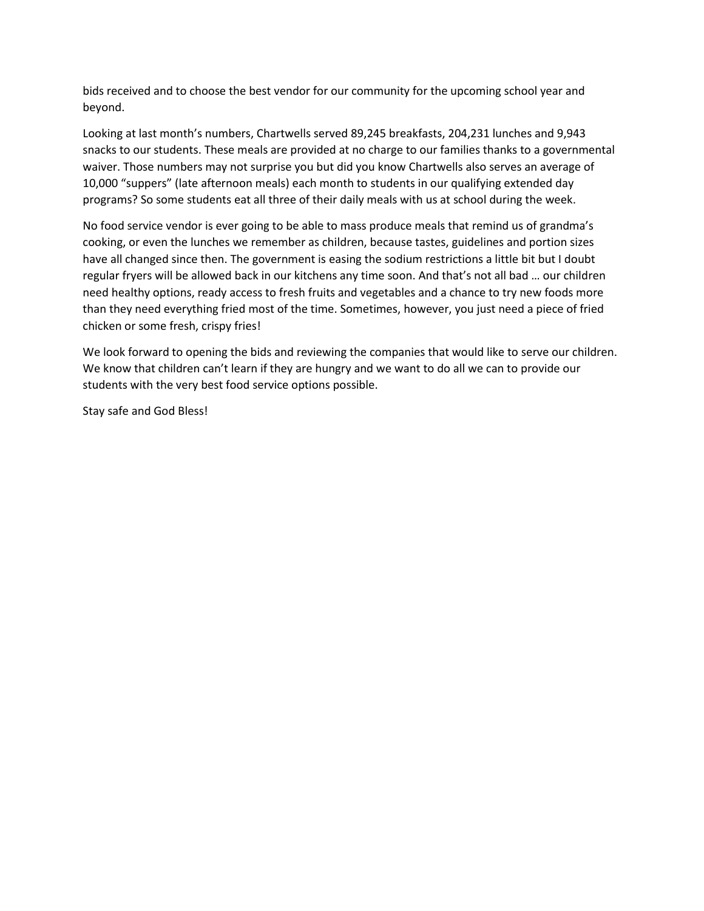bids received and to choose the best vendor for our community for the upcoming school year and beyond.

Looking at last month's numbers, Chartwells served 89,245 breakfasts, 204,231 lunches and 9,943 snacks to our students. These meals are provided at no charge to our families thanks to a governmental waiver. Those numbers may not surprise you but did you know Chartwells also serves an average of 10,000 "suppers" (late afternoon meals) each month to students in our qualifying extended day programs? So some students eat all three of their daily meals with us at school during the week.

No food service vendor is ever going to be able to mass produce meals that remind us of grandma's cooking, or even the lunches we remember as children, because tastes, guidelines and portion sizes have all changed since then. The government is easing the sodium restrictions a little bit but I doubt regular fryers will be allowed back in our kitchens any time soon. And that's not all bad … our children need healthy options, ready access to fresh fruits and vegetables and a chance to try new foods more than they need everything fried most of the time. Sometimes, however, you just need a piece of fried chicken or some fresh, crispy fries!

We look forward to opening the bids and reviewing the companies that would like to serve our children. We know that children can't learn if they are hungry and we want to do all we can to provide our students with the very best food service options possible.

Stay safe and God Bless!